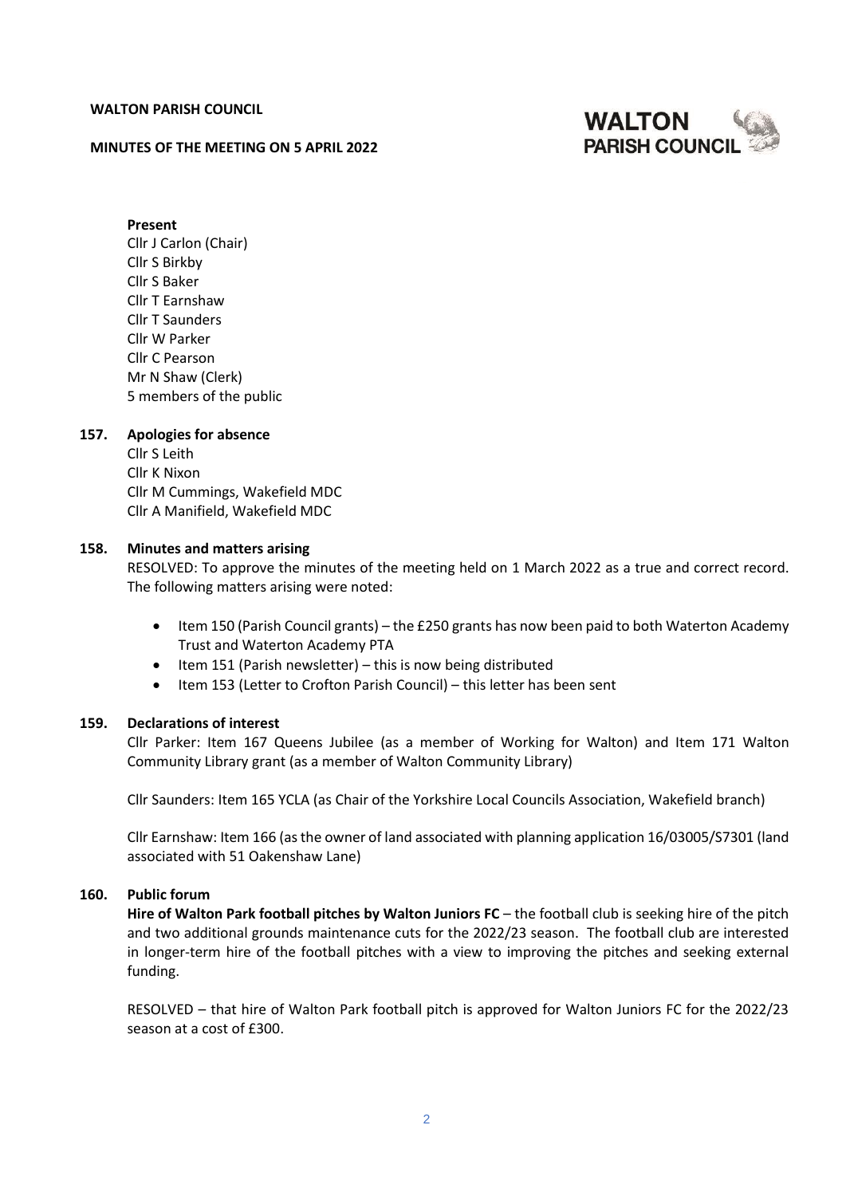**WALTON PARISH COUNCIL**

**MINUTES OF THE MEETING ON 5 APRIL 2022**

WALTON PARISH COUNCIL

**Present**

Cllr J Carlon (Chair)
Cllr S Birkby
Cllr S Baker
Cllr T Earnshaw
Cllr T Saunders
Cllr W Parker
Cllr C Pearson
Mr N Shaw (Clerk)
5 members of the public

**157. Apologies for absence**

Cllr S Leith
Cllr K Nixon
Cllr M Cummings, Wakefield MDC
Cllr A Manifield, Wakefield MDC

**158. Minutes and matters arising**

RESOLVED: To approve the minutes of the meeting held on 1 March 2022 as a true and correct record. The following matters arising were noted:

- Item 150 (Parish Council grants) – the £250 grants has now been paid to both Waterton Academy Trust and Waterton Academy PTA
- Item 151 (Parish newsletter) – this is now being distributed
- Item 153 (Letter to Crofton Parish Council) – this letter has been sent

**159. Declarations of interest**

Cllr Parker: Item 167 Queens Jubilee (as a member of Working for Walton) and Item 171 Walton Community Library grant (as a member of Walton Community Library)

Cllr Saunders: Item 165 YCLA (as Chair of the Yorkshire Local Councils Association, Wakefield branch)

Cllr Earnshaw: Item 166 (as the owner of land associated with planning application 16/03005/S7301 (land associated with 51 Oakenshaw Lane)

**160. Public forum**

**Hire of Walton Park football pitches by Walton Juniors FC** – the football club is seeking hire of the pitch and two additional grounds maintenance cuts for the 2022/23 season. The football club are interested in longer-term hire of the football pitches with a view to improving the pitches and seeking external funding.

RESOLVED – that hire of Walton Park football pitch is approved for Walton Juniors FC for the 2022/23 season at a cost of £300.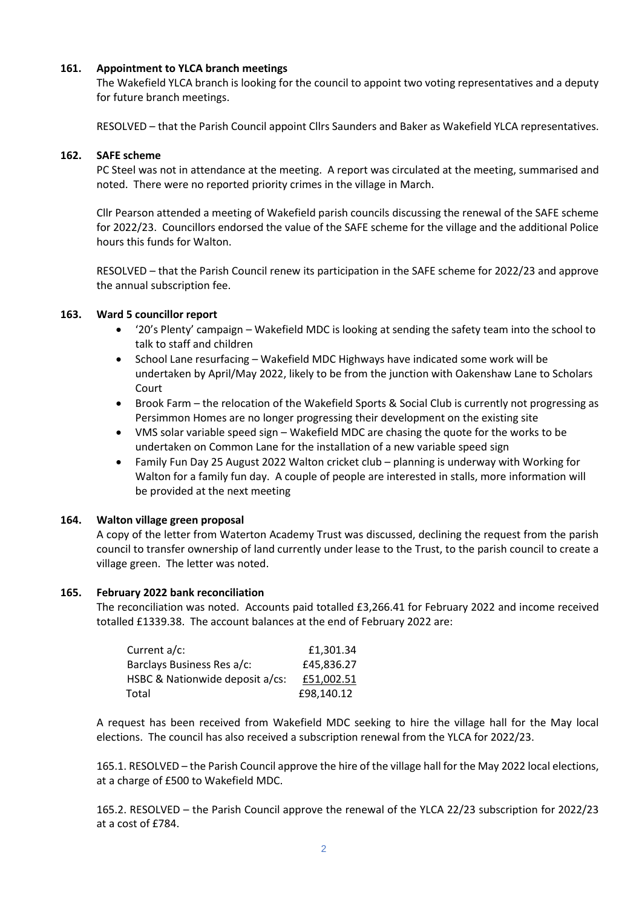### 161. Appointment to YLCA branch meetings

The Wakefield YLCA branch is looking for the council to appoint two voting representatives and a deputy for future branch meetings.

RESOLVED – that the Parish Council appoint Cllrs Saunders and Baker as Wakefield YLCA representatives.

### 162. SAFE scheme

PC Steel was not in attendance at the meeting. A report was circulated at the meeting, summarised and noted. There were no reported priority crimes in the village in March.

Cllr Pearson attended a meeting of Wakefield parish councils discussing the renewal of the SAFE scheme for 2022/23. Councillors endorsed the value of the SAFE scheme for the village and the additional Police hours this funds for Walton.

RESOLVED – that the Parish Council renew its participation in the SAFE scheme for 2022/23 and approve the annual subscription fee.

### 163. Ward 5 councillor report

- '20's Plenty' campaign – Wakefield MDC is looking at sending the safety team into the school to talk to staff and children
- School Lane resurfacing – Wakefield MDC Highways have indicated some work will be undertaken by April/May 2022, likely to be from the junction with Oakenshaw Lane to Scholars Court
- Brook Farm – the relocation of the Wakefield Sports & Social Club is currently not progressing as Persimmon Homes are no longer progressing their development on the existing site
- VMS solar variable speed sign – Wakefield MDC are chasing the quote for the works to be undertaken on Common Lane for the installation of a new variable speed sign
- Family Fun Day 25 August 2022 Walton cricket club – planning is underway with Working for Walton for a family fun day. A couple of people are interested in stalls, more information will be provided at the next meeting

### 164. Walton village green proposal

A copy of the letter from Waterton Academy Trust was discussed, declining the request from the parish council to transfer ownership of land currently under lease to the Trust, to the parish council to create a village green. The letter was noted.

### 165. February 2022 bank reconciliation

The reconciliation was noted. Accounts paid totalled £3,266.41 for February 2022 and income received totalled £1339.38. The account balances at the end of February 2022 are:

| Account | Balance |
|---|---|
| Current a/c: | £1,301.34 |
| Barclays Business Res a/c: | £45,836.27 |
| HSBC & Nationwide deposit a/cs: | £51,002.51 |
| Total | £98,140.12 |

A request has been received from Wakefield MDC seeking to hire the village hall for the May local elections. The council has also received a subscription renewal from the YLCA for 2022/23.

165.1. RESOLVED – the Parish Council approve the hire of the village hall for the May 2022 local elections, at a charge of £500 to Wakefield MDC.

165.2. RESOLVED – the Parish Council approve the renewal of the YLCA 22/23 subscription for 2022/23 at a cost of £784.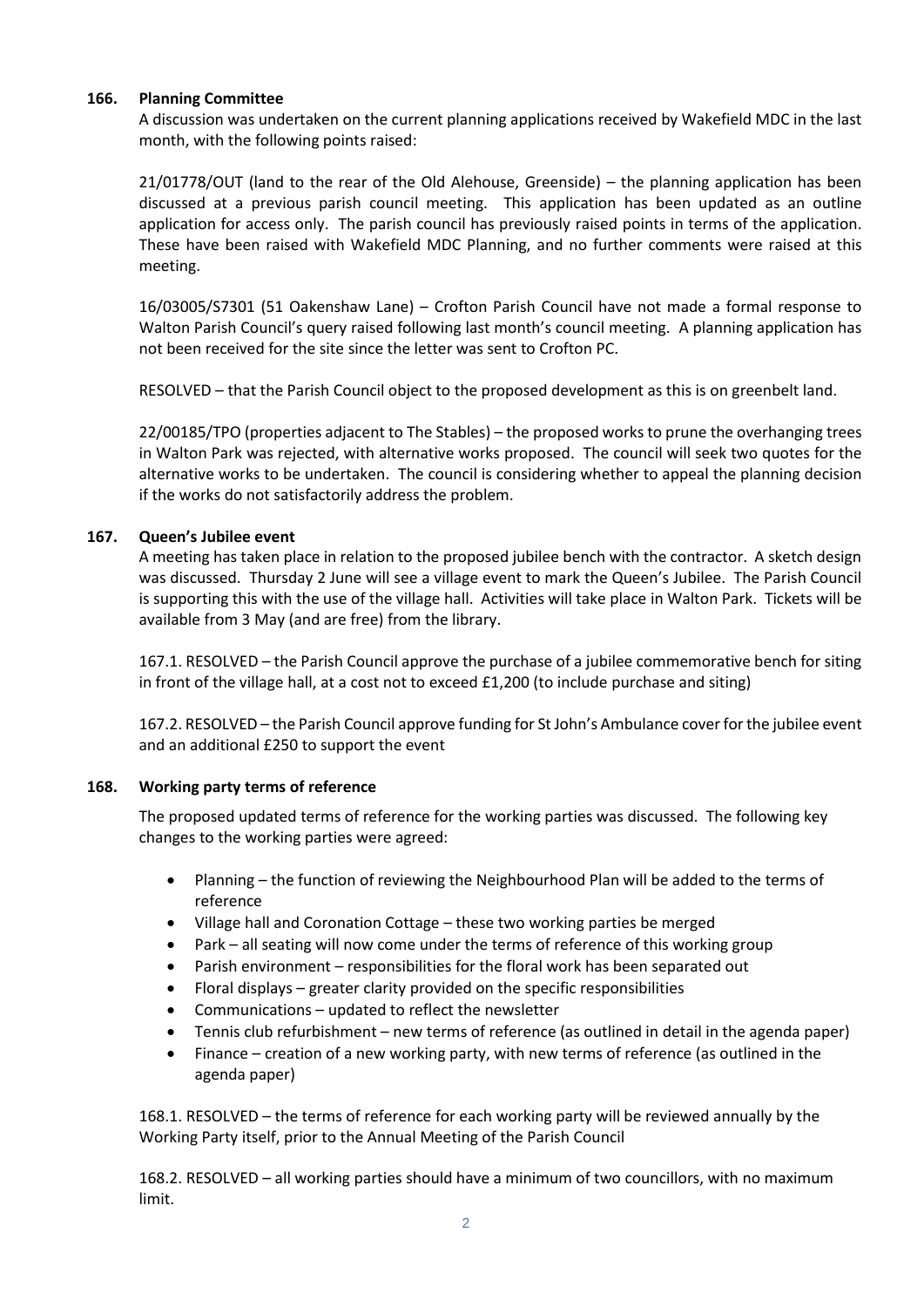## 166. Planning Committee

A discussion was undertaken on the current planning applications received by Wakefield MDC in the last month, with the following points raised:

21/01778/OUT (land to the rear of the Old Alehouse, Greenside) – the planning application has been discussed at a previous parish council meeting. This application has been updated as an outline application for access only. The parish council has previously raised points in terms of the application. These have been raised with Wakefield MDC Planning, and no further comments were raised at this meeting.

16/03005/S7301 (51 Oakenshaw Lane) – Crofton Parish Council have not made a formal response to Walton Parish Council's query raised following last month's council meeting. A planning application has not been received for the site since the letter was sent to Crofton PC.

RESOLVED – that the Parish Council object to the proposed development as this is on greenbelt land.

22/00185/TPO (properties adjacent to The Stables) – the proposed works to prune the overhanging trees in Walton Park was rejected, with alternative works proposed. The council will seek two quotes for the alternative works to be undertaken. The council is considering whether to appeal the planning decision if the works do not satisfactorily address the problem.

## 167. Queen's Jubilee event

A meeting has taken place in relation to the proposed jubilee bench with the contractor. A sketch design was discussed. Thursday 2 June will see a village event to mark the Queen's Jubilee. The Parish Council is supporting this with the use of the village hall. Activities will take place in Walton Park. Tickets will be available from 3 May (and are free) from the library.

167.1. RESOLVED – the Parish Council approve the purchase of a jubilee commemorative bench for siting in front of the village hall, at a cost not to exceed £1,200 (to include purchase and siting)

167.2. RESOLVED – the Parish Council approve funding for St John's Ambulance cover for the jubilee event and an additional £250 to support the event

## 168. Working party terms of reference

The proposed updated terms of reference for the working parties was discussed. The following key changes to the working parties were agreed:

- Planning – the function of reviewing the Neighbourhood Plan will be added to the terms of reference
- Village hall and Coronation Cottage – these two working parties be merged
- Park – all seating will now come under the terms of reference of this working group
- Parish environment – responsibilities for the floral work has been separated out
- Floral displays – greater clarity provided on the specific responsibilities
- Communications – updated to reflect the newsletter
- Tennis club refurbishment – new terms of reference (as outlined in detail in the agenda paper)
- Finance – creation of a new working party, with new terms of reference (as outlined in the agenda paper)

168.1. RESOLVED – the terms of reference for each working party will be reviewed annually by the Working Party itself, prior to the Annual Meeting of the Parish Council

168.2. RESOLVED – all working parties should have a minimum of two councillors, with no maximum limit.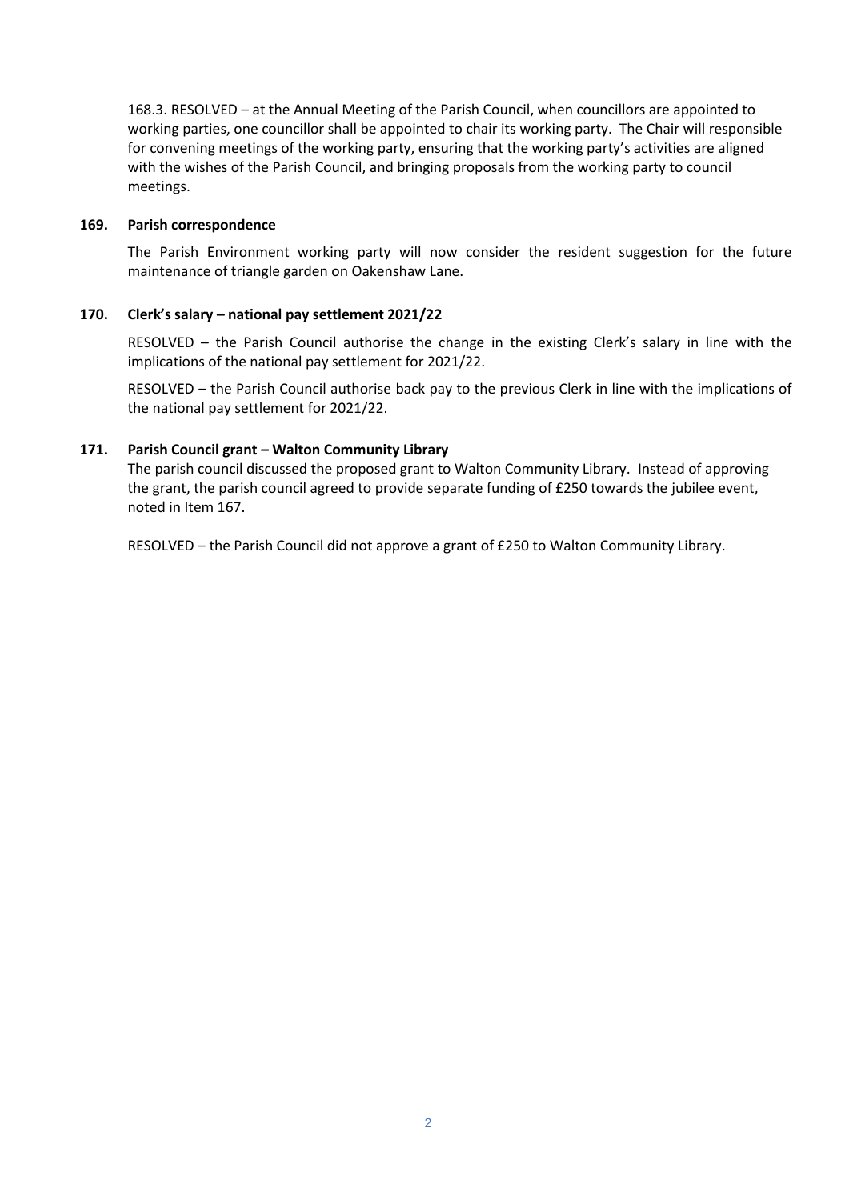168.3. RESOLVED – at the Annual Meeting of the Parish Council, when councillors are appointed to working parties, one councillor shall be appointed to chair its working party. The Chair will responsible for convening meetings of the working party, ensuring that the working party's activities are aligned with the wishes of the Parish Council, and bringing proposals from the working party to council meetings.

**169. Parish correspondence**

The Parish Environment working party will now consider the resident suggestion for the future maintenance of triangle garden on Oakenshaw Lane.

**170. Clerk's salary – national pay settlement 2021/22**

RESOLVED – the Parish Council authorise the change in the existing Clerk's salary in line with the implications of the national pay settlement for 2021/22.

RESOLVED – the Parish Council authorise back pay to the previous Clerk in line with the implications of the national pay settlement for 2021/22.

**171. Parish Council grant – Walton Community Library**

The parish council discussed the proposed grant to Walton Community Library. Instead of approving the grant, the parish council agreed to provide separate funding of £250 towards the jubilee event, noted in Item 167.

RESOLVED – the Parish Council did not approve a grant of £250 to Walton Community Library.